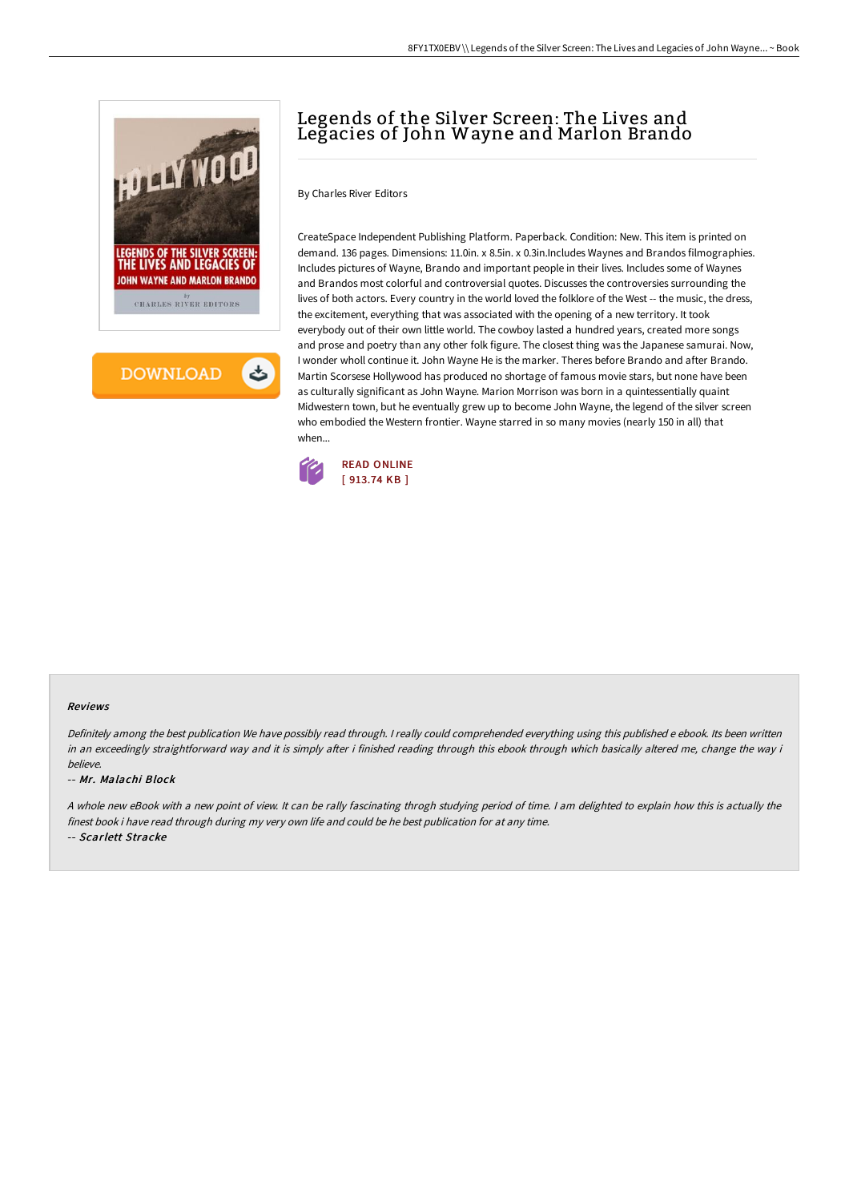# Legends of the Silver Screen: The Lives and Legacies of John Wayne and Marlon Brando

By Charles River Editors

CreateSpace Independent Publishing Platform. Paperback. Condition: New. This item is printed on demand. 136 pages. Dimensions: 11.0in. x 8.5in. x 0.3in.Includes Waynes and Brandos filmographies. Includes pictures of Wayne, Brando and important people in their lives. Includes some of Waynes and Brandos most colorful and controversial quotes. Discusses the controversies surrounding the lives of both actors. Every country in the world loved the folklore of the West -- the music, the dress, the excitement, everything that was associated with the opening of a new territory. It took everybody out of their own little world. The cowboy lasted a hundred years, created more songs and prose and poetry than any other folk figure. The closest thing was the Japanese samurai. Now, I wonder wholl continue it. John Wayne He is the marker. Theres before Brando and after Brando. Martin Scorsese Hollywood has produced no shortage of famous movie stars, but none have been as culturally significant as John Wayne. Marion Morrison was born in a quintessentially quaint Midwestern town, but he eventually grew up to become John Wayne, the legend of the silver screen who embodied the Western frontier. Wayne starred in so many movies (nearly 150 in all) that when...

READ ONLINE
[ 913.74 KB ]

### Reviews

*Definitely among the best publication We have possibly read through. I really could comprehended everything using this published e ebook. Its been written in an exceedingly straightforward way and it is simply after i finished reading through this ebook through which basically altered me, change the way i believe.*

-- *Mr. Malachi Block*

*A whole new eBook with a new point of view. It can be rally fascinating throgh studying period of time. I am delighted to explain how this is actually the finest book i have read through during my very own life and could be he best publication for at any time.*

-- *Scarlett Stracke*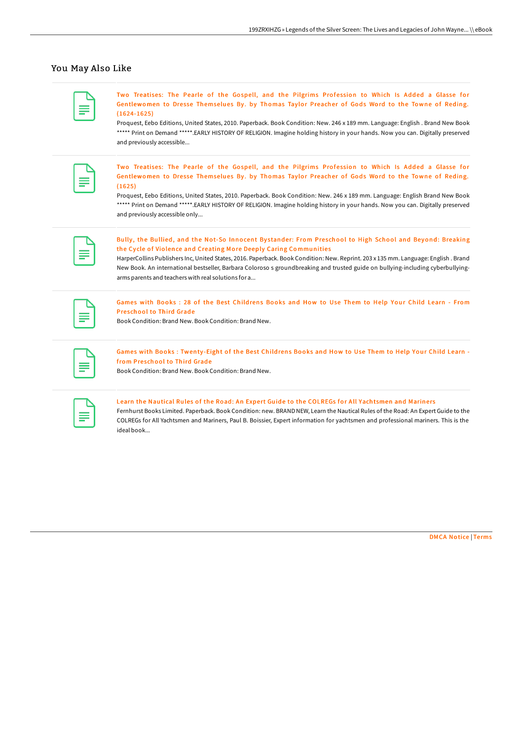## You May Also Like

**Two Treatises: The Pearle of the Gospell, and the Pilgrims Profession to Which Is Added a Glasse for Gentlewomen to Dresse Themselues By. by Thomas Taylor Preacher of Gods Word to the Towne of Reding. (1624-1625)**

Proquest, Eebo Editions, United States, 2010. Paperback. Book Condition: New. 246 x 189 mm. Language: English . Brand New Book ***** Print on Demand *****.EARLY HISTORY OF RELIGION. Imagine holding history in your hands. Now you can. Digitally preserved and previously accessible...

**Two Treatises: The Pearle of the Gospell, and the Pilgrims Profession to Which Is Added a Glasse for Gentlewomen to Dresse Themselues By. by Thomas Taylor Preacher of Gods Word to the Towne of Reding. (1625)**

Proquest, Eebo Editions, United States, 2010. Paperback. Book Condition: New. 246 x 189 mm. Language: English Brand New Book ***** Print on Demand *****.EARLY HISTORY OF RELIGION. Imagine holding history in your hands. Now you can. Digitally preserved and previously accessible only...

**Bully, the Bullied, and the Not-So Innocent Bystander: From Preschool to High School and Beyond: Breaking the Cycle of Violence and Creating More Deeply Caring Communities**

HarperCollins Publishers Inc, United States, 2016. Paperback. Book Condition: New. Reprint. 203 x 135 mm. Language: English . Brand New Book. An international bestseller, Barbara Coloroso s groundbreaking and trusted guide on bullying-including cyberbullying-arms parents and teachers with real solutions for a...

**Games with Books : 28 of the Best Childrens Books and How to Use Them to Help Your Child Learn - From Preschool to Third Grade**

Book Condition: Brand New. Book Condition: Brand New.

**Games with Books : Twenty-Eight of the Best Childrens Books and How to Use Them to Help Your Child Learn - from Preschool to Third Grade**

Book Condition: Brand New. Book Condition: Brand New.

**Learn the Nautical Rules of the Road: An Expert Guide to the COLREGs for All Yachtsmen and Mariners**

Fernhurst Books Limited. Paperback. Book Condition: new. BRAND NEW, Learn the Nautical Rules of the Road: An Expert Guide to the COLREGs for All Yachtsmen and Mariners, Paul B. Boissier, Expert information for yachtsmen and professional mariners. This is the ideal book...

DMCA Notice | Terms